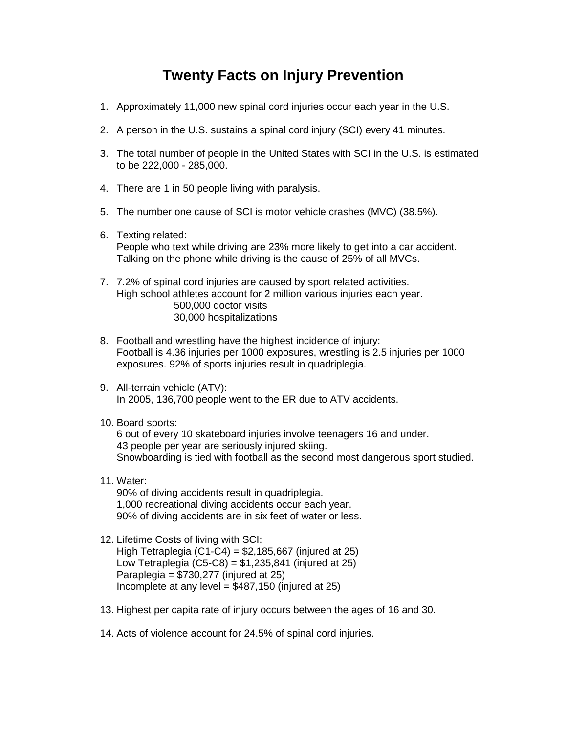# Twenty Facts on Injury Prevention

1. Approximately 11,000 new spinal cord injuries occur each year in the U.S.

2. A person in the U.S. sustains a spinal cord injury (SCI) every 41 minutes.

3. The total number of people in the United States with SCI in the U.S. is estimated to be 222,000 - 285,000.

4. There are 1 in 50 people living with paralysis.

5. The number one cause of SCI is motor vehicle crashes (MVC) (38.5%).

6. Texting related:
   People who text while driving are 23% more likely to get into a car accident.
   Talking on the phone while driving is the cause of 25% of all MVCs.

7. 7.2% of spinal cord injuries are caused by sport related activities.
   High school athletes account for 2 million various injuries each year.
   - 500,000 doctor visits
   - 30,000 hospitalizations

8. Football and wrestling have the highest incidence of injury:
   Football is 4.36 injuries per 1000 exposures, wrestling is 2.5 injuries per 1000 exposures. 92% of sports injuries result in quadriplegia.

9. All-terrain vehicle (ATV):
   In 2005, 136,700 people went to the ER due to ATV accidents.

10. Board sports:
    6 out of every 10 skateboard injuries involve teenagers 16 and under.
    43 people per year are seriously injured skiing.
    Snowboarding is tied with football as the second most dangerous sport studied.

11. Water:
    90% of diving accidents result in quadriplegia.
    1,000 recreational diving accidents occur each year.
    90% of diving accidents are in six feet of water or less.

12. Lifetime Costs of living with SCI:
    High Tetraplegia (C1-C4) = $2,185,667 (injured at 25)
    Low Tetraplegia (C5-C8) = $1,235,841 (injured at 25)
    Paraplegia = $730,277 (injured at 25)
    Incomplete at any level = $487,150 (injured at 25)

13. Highest per capita rate of injury occurs between the ages of 16 and 30.

14. Acts of violence account for 24.5% of spinal cord injuries.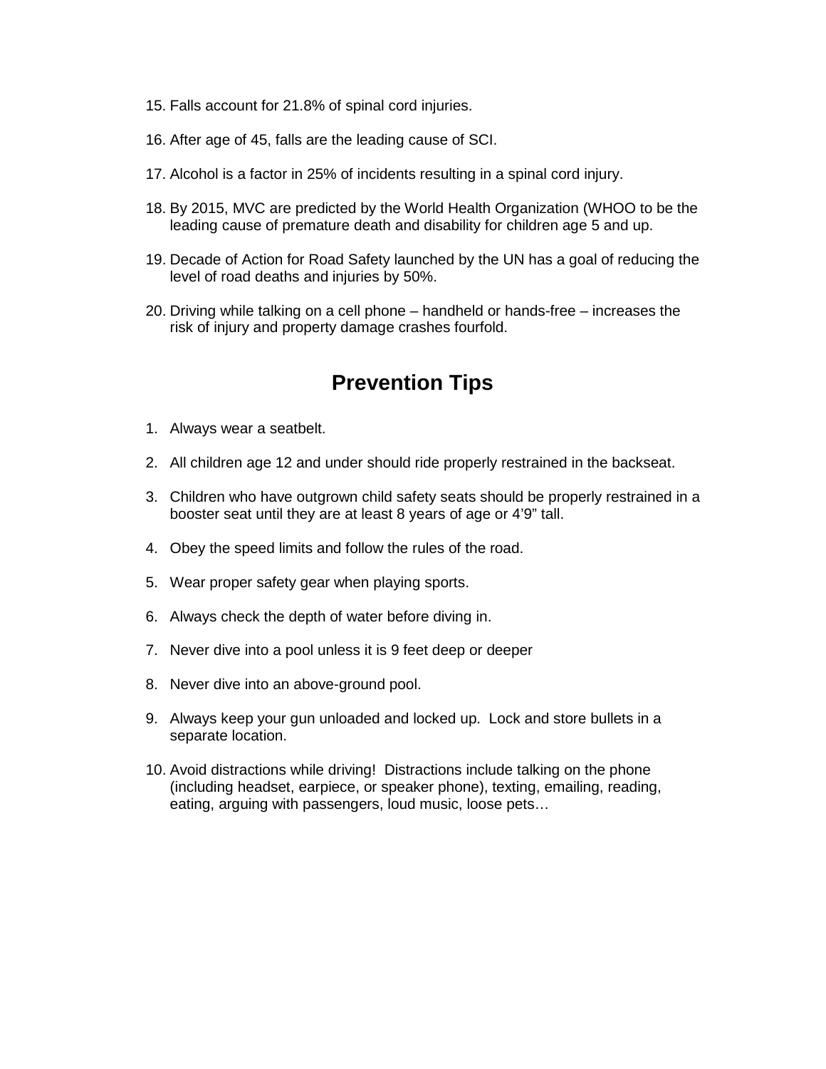15. Falls account for 21.8% of spinal cord injuries.

16. After age of 45, falls are the leading cause of SCI.

17. Alcohol is a factor in 25% of incidents resulting in a spinal cord injury.

18. By 2015, MVC are predicted by the World Health Organization (WHOO to be the leading cause of premature death and disability for children age 5 and up.

19. Decade of Action for Road Safety launched by the UN has a goal of reducing the level of road deaths and injuries by 50%.

20. Driving while talking on a cell phone – handheld or hands-free – increases the risk of injury and property damage crashes fourfold.

## Prevention Tips

1. Always wear a seatbelt.

2. All children age 12 and under should ride properly restrained in the backseat.

3. Children who have outgrown child safety seats should be properly restrained in a booster seat until they are at least 8 years of age or 4'9" tall.

4. Obey the speed limits and follow the rules of the road.

5. Wear proper safety gear when playing sports.

6. Always check the depth of water before diving in.

7. Never dive into a pool unless it is 9 feet deep or deeper

8. Never dive into an above-ground pool.

9. Always keep your gun unloaded and locked up. Lock and store bullets in a separate location.

10. Avoid distractions while driving! Distractions include talking on the phone (including headset, earpiece, or speaker phone), texting, emailing, reading, eating, arguing with passengers, loud music, loose pets…